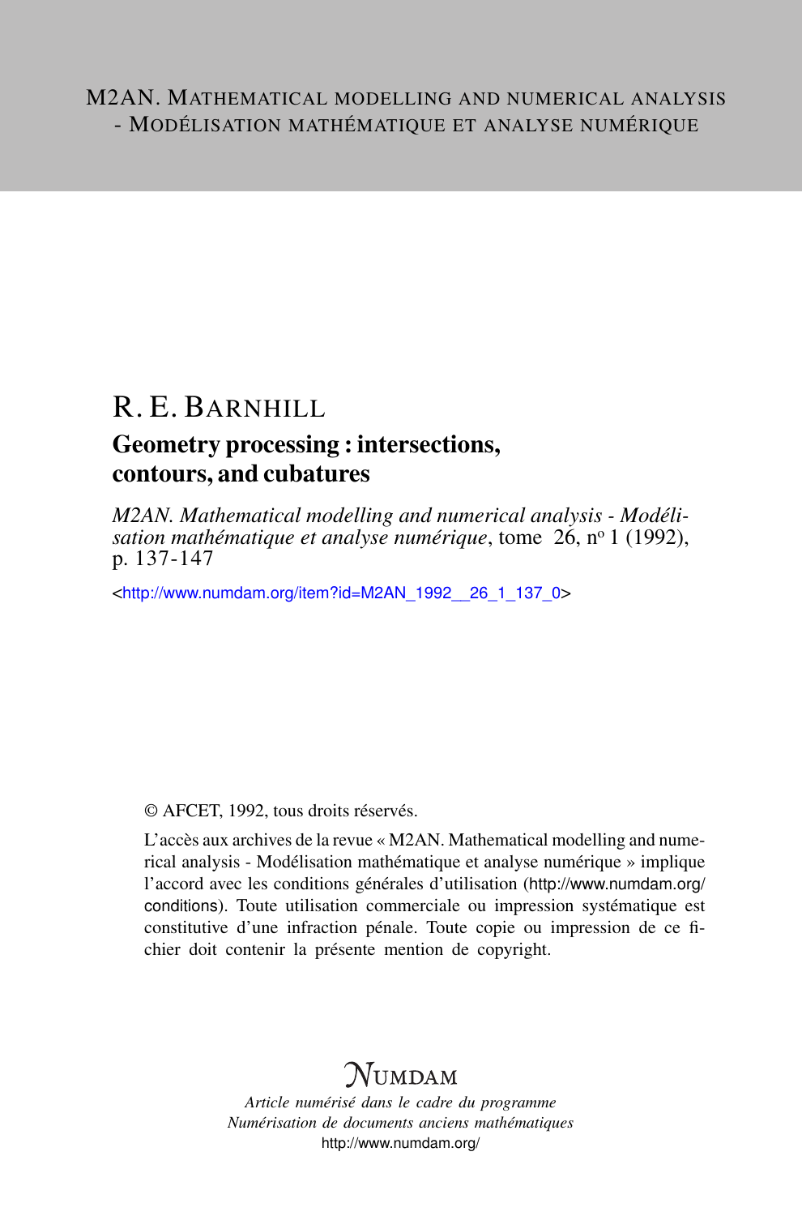M2AN. Mathematical modelling and numerical analysis - Modélisation mathématique et analyse numérique

# R. E. Barnhill

## Geometry processing : intersections, contours, and cubatures

*M2AN. Mathematical modelling and numerical analysis - Modélisation mathématique et analyse numérique*, tome 26, nº 1 (1992), p. 137-147

<http://www.numdam.org/item?id=M2AN_1992__26_1_137_0>

© AFCET, 1992, tous droits réservés.

L'accès aux archives de la revue « M2AN. Mathematical modelling and numerical analysis - Modélisation mathématique et analyse numérique » implique l'accord avec les conditions générales d'utilisation (http://www.numdam.org/conditions). Toute utilisation commerciale ou impression systématique est constitutive d'une infraction pénale. Toute copie ou impression de ce fichier doit contenir la présente mention de copyright.

NUMDAM

*Article numérisé dans le cadre du programme*
*Numérisation de documents anciens mathématiques*
http://www.numdam.org/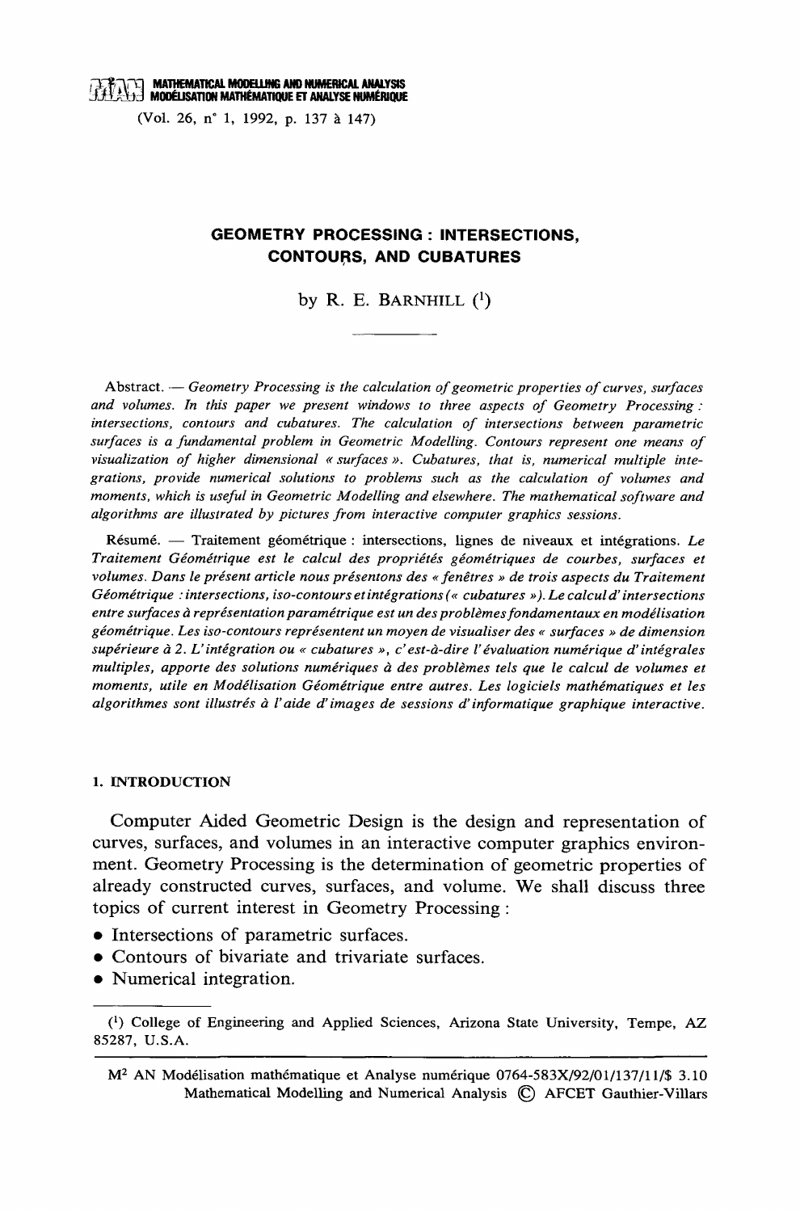# GEOMETRY PROCESSING : INTERSECTIONS, CONTOURS, AND CUBATURES

by R. E. BARNHILL ([1])

Abstract. — *Geometry Processing is the calculation of geometric properties of curves, surfaces and volumes. In this paper we present windows to three aspects of Geometry Processing : intersections, contours and cubatures. The calculation of intersections between parametric surfaces is a fundamental problem in Geometric Modelling. Contours represent one means of visualization of higher dimensional « surfaces ». Cubatures, that is, numerical multiple integrations, provide numerical solutions to problems such as the calculation of volumes and moments, which is useful in Geometric Modelling and elsewhere. The mathematical software and algorithms are illustrated by pictures from interactive computer graphics sessions.*

Résumé. — Traitement géométrique : intersections, lignes de niveaux et intégrations. *Le Traitement Géométrique est le calcul des propriétés géométriques de courbes, surfaces et volumes. Dans le présent article nous présentons des « fenêtres » de trois aspects du Traitement Géométrique : intersections, iso-contours et intégrations (« cubatures »). Le calcul d'intersections entre surfaces à représentation paramétrique est un des problèmes fondamentaux en modélisation géométrique. Les iso-contours représentent un moyen de visualiser des « surfaces » de dimension supérieure à 2. L'intégration ou « cubatures », c'est-à-dire l'évaluation numérique d'intégrales multiples, apporte des solutions numériques à des problèmes tels que le calcul de volumes et moments, utile en Modélisation Géométrique entre autres. Les logiciels mathématiques et les algorithmes sont illustrés à l'aide d'images de sessions d'informatique graphique interactive.*

## 1. INTRODUCTION

Computer Aided Geometric Design is the design and representation of curves, surfaces, and volumes in an interactive computer graphics environment. Geometry Processing is the determination of geometric properties of already constructed curves, surfaces, and volume. We shall discuss three topics of current interest in Geometry Processing :

- Intersections of parametric surfaces.
- Contours of bivariate and trivariate surfaces.
- Numerical integration.

---

([1]) College of Engineering and Applied Sciences, Arizona State University, Tempe, AZ 85287, U.S.A.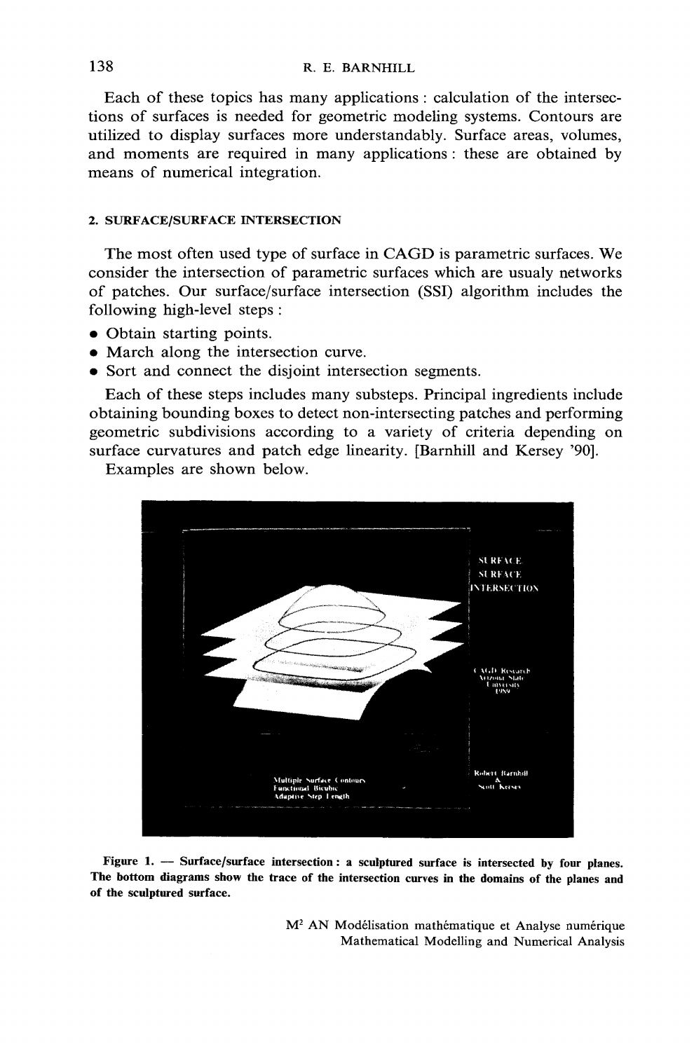Each of these topics has many applications : calculation of the intersections of surfaces is needed for geometric modeling systems. Contours are utilized to display surfaces more understandably. Surface areas, volumes, and moments are required in many applications : these are obtained by means of numerical integration.

## 2. SURFACE/SURFACE INTERSECTION

The most often used type of surface in CAGD is parametric surfaces. We consider the intersection of parametric surfaces which are usualy networks of patches. Our surface/surface intersection (SSI) algorithm includes the following high-level steps :

- Obtain starting points.
- March along the intersection curve.
- Sort and connect the disjoint intersection segments.

Each of these steps includes many substeps. Principal ingredients include obtaining bounding boxes to detect non-intersecting patches and performing geometric subdivisions according to a variety of criteria depending on surface curvatures and patch edge linearity. [Barnhill and Kersey '90].

Examples are shown below.

**Figure 1. — Surface/surface intersection : a sculptured surface is intersected by four planes. The bottom diagrams show the trace of the intersection curves in the domains of the planes and of the sculptured surface.**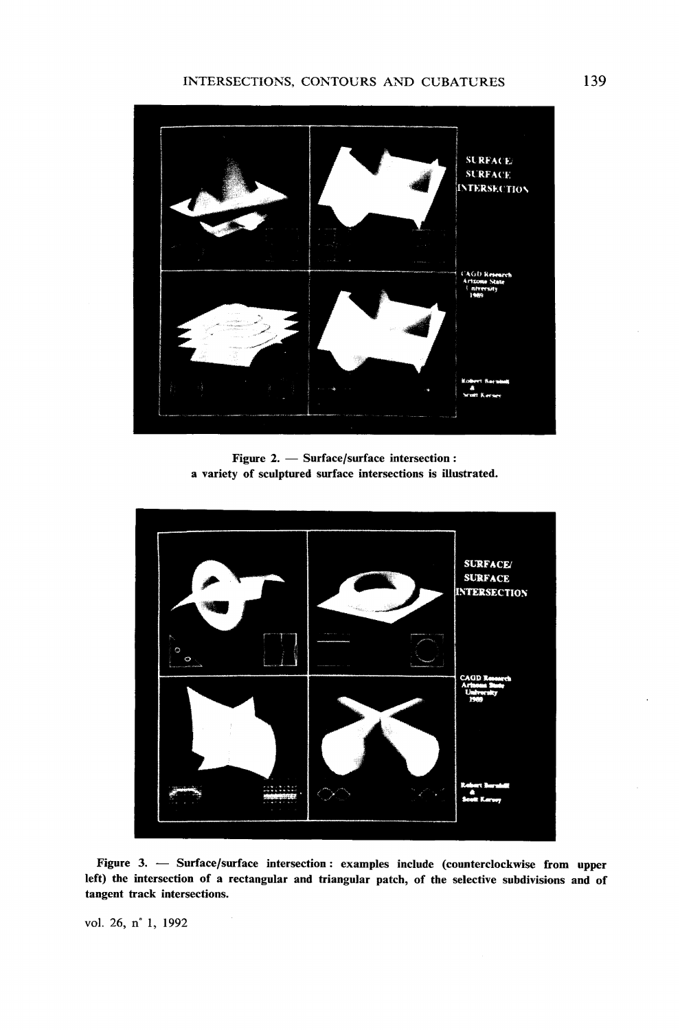Figure 2. — Surface/surface intersection :
a variety of sculptured surface intersections is illustrated.

Figure 3. — Surface/surface intersection : examples include (counterclockwise from upper left) the intersection of a rectangular and triangular patch, of the selective subdivisions and of tangent track intersections.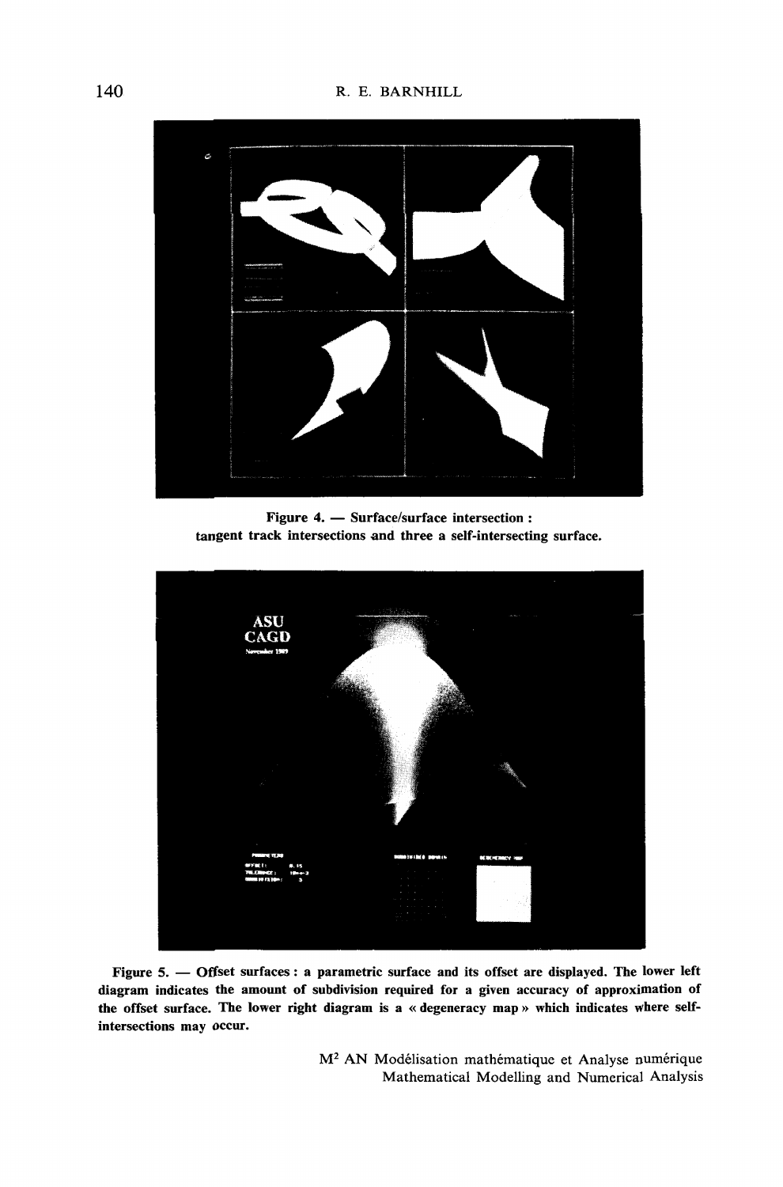**Figure 4. — Surface/surface intersection : tangent track intersections and three a self-intersecting surface.**

**Figure 5. — Offset surfaces : a parametric surface and its offset are displayed. The lower left diagram indicates the amount of subdivision required for a given accuracy of approximation of the offset surface. The lower right diagram is a « degeneracy map » which indicates where self-intersections may occur.**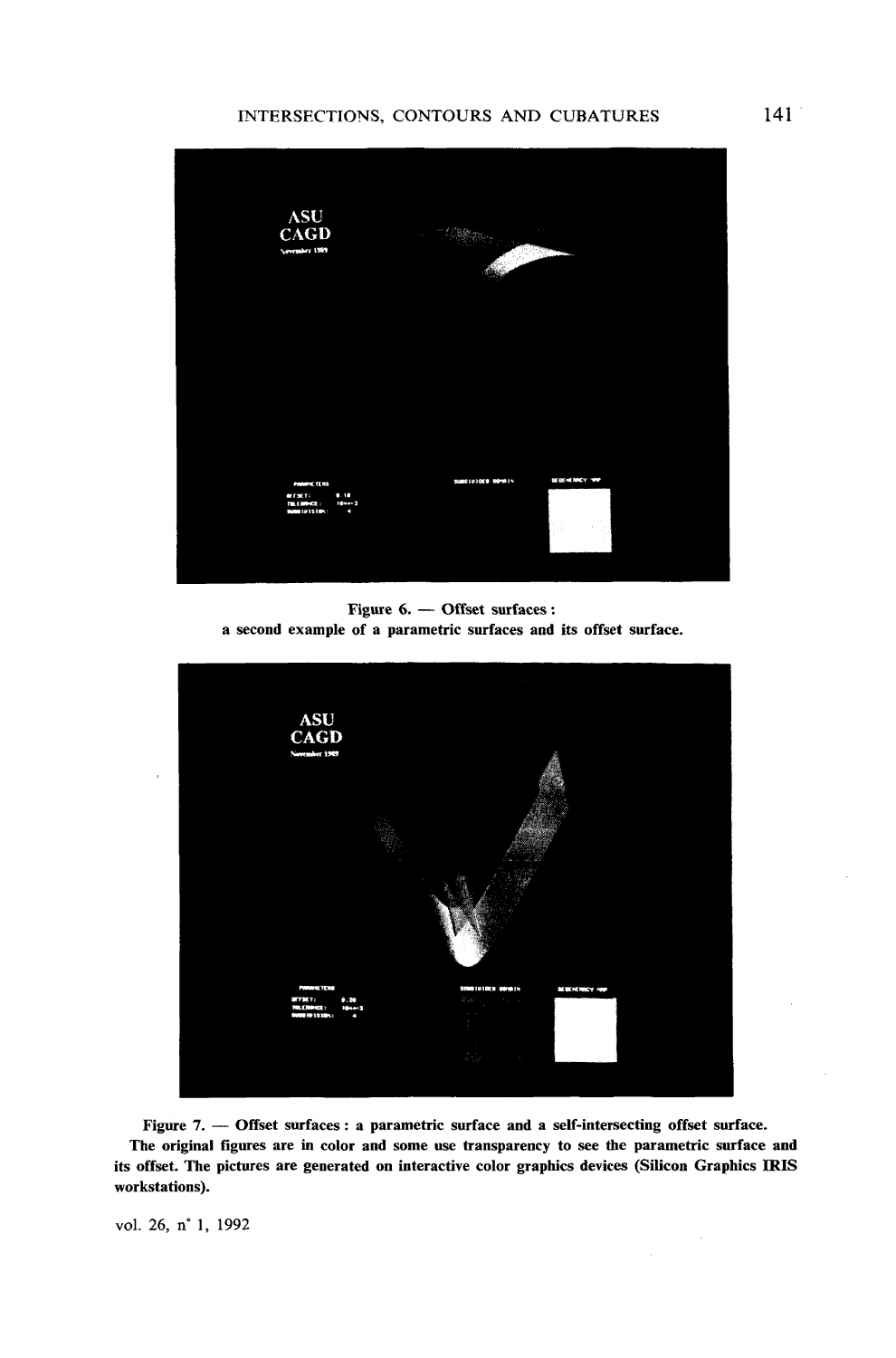Figure 6. — Offset surfaces : a second example of a parametric surfaces and its offset surface.

Figure 7. — Offset surfaces : a parametric surface and a self-intersecting offset surface. The original figures are in color and some use transparency to see the parametric surface and its offset. The pictures are generated on interactive color graphics devices (Silicon Graphics IRIS workstations).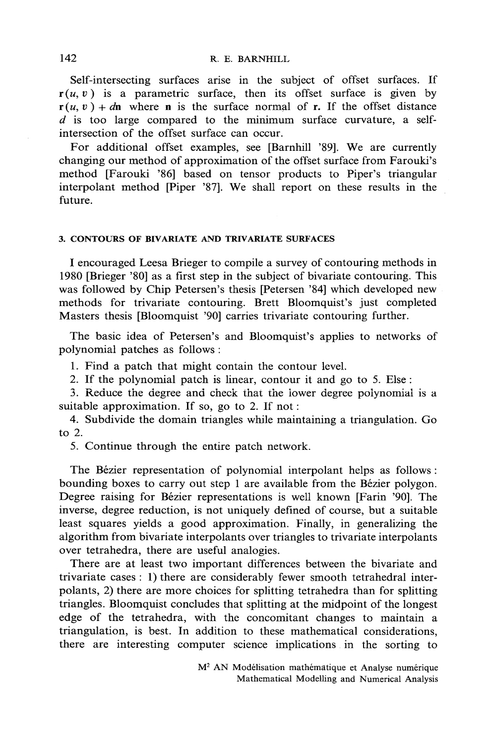Self-intersecting surfaces arise in the subject of offset surfaces. If $\mathbf{r}(u, v)$ is a parametric surface, then its offset surface is given by $\mathbf{r}(u, v) + d\mathbf{n}$ where $\mathbf{n}$ is the surface normal of $\mathbf{r}$. If the offset distance $d$ is too large compared to the minimum surface curvature, a self-intersection of the offset surface can occur.

For additional offset examples, see [Barnhill '89]. We are currently changing our method of approximation of the offset surface from Farouki's method [Farouki '86] based on tensor products to Piper's triangular interpolant method [Piper '87]. We shall report on these results in the future.

## 3. CONTOURS OF BIVARIATE AND TRIVARIATE SURFACES

I encouraged Leesa Brieger to compile a survey of contouring methods in 1980 [Brieger '80] as a first step in the subject of bivariate contouring. This was followed by Chip Petersen's thesis [Petersen '84] which developed new methods for trivariate contouring. Brett Bloomquist's just completed Masters thesis [Bloomquist '90] carries trivariate contouring further.

The basic idea of Petersen's and Bloomquist's applies to networks of polynomial patches as follows :

1. Find a patch that might contain the contour level.
2. If the polynomial patch is linear, contour it and go to 5. Else :
3. Reduce the degree and check that the lower degree polynomial is a suitable approximation. If so, go to 2. If not :
4. Subdivide the domain triangles while maintaining a triangulation. Go to 2.
5. Continue through the entire patch network.

The Bézier representation of polynomial interpolant helps as follows : bounding boxes to carry out step 1 are available from the Bézier polygon. Degree raising for Bézier representations is well known [Farin '90]. The inverse, degree reduction, is not uniquely defined of course, but a suitable least squares yields a good approximation. Finally, in generalizing the algorithm from bivariate interpolants over triangles to trivariate interpolants over tetrahedra, there are useful analogies.

There are at least two important differences between the bivariate and trivariate cases : 1) there are considerably fewer smooth tetrahedral interpolants, 2) there are more choices for splitting tetrahedra than for splitting triangles. Bloomquist concludes that splitting at the midpoint of the longest edge of the tetrahedra, with the concomitant changes to maintain a triangulation, is best. In addition to these mathematical considerations, there are interesting computer science implications in the sorting to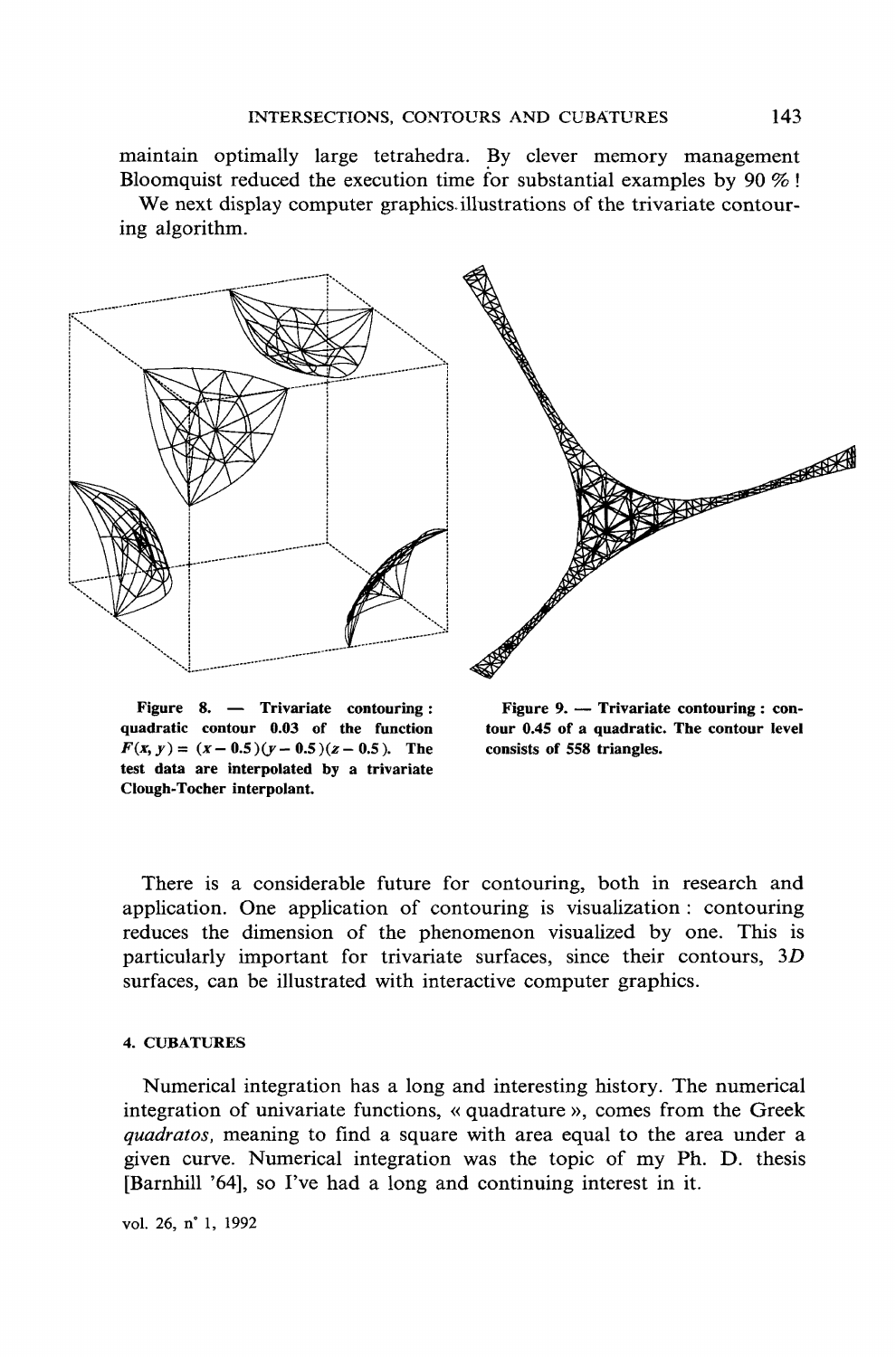maintain optimally large tetrahedra. By clever memory management Bloomquist reduced the execution time for substantial examples by 90 % !

We next display computer graphics illustrations of the trivariate contouring algorithm.

**Figure 8. — Trivariate contouring : quadratic contour 0.03 of the function $F(x, y) = (x - 0.5)(y - 0.5)(z - 0.5)$. The test data are interpolated by a trivariate Clough-Tocher interpolant.**

**Figure 9. — Trivariate contouring : contour 0.45 of a quadratic. The contour level consists of 558 triangles.**

There is a considerable future for contouring, both in research and application. One application of contouring is visualization : contouring reduces the dimension of the phenomenon visualized by one. This is particularly important for trivariate surfaces, since their contours, *3D* surfaces, can be illustrated with interactive computer graphics.

## 4. CUBATURES

Numerical integration has a long and interesting history. The numerical integration of univariate functions, « quadrature », comes from the Greek *quadratos,* meaning to find a square with area equal to the area under a given curve. Numerical integration was the topic of my Ph. D. thesis [Barnhill '64], so I've had a long and continuing interest in it.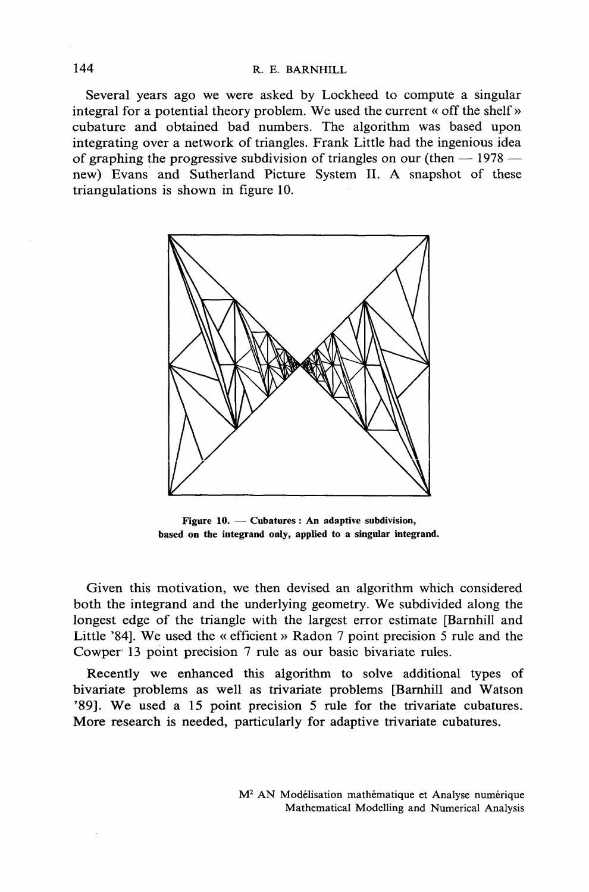Several years ago we were asked by Lockheed to compute a singular integral for a potential theory problem. We used the current « off the shelf » cubature and obtained bad numbers. The algorithm was based upon integrating over a network of triangles. Frank Little had the ingenious idea of graphing the progressive subdivision of triangles on our (then — 1978 — new) Evans and Sutherland Picture System II. A snapshot of these triangulations is shown in figure 10.

**Figure 10. — Cubatures : An adaptive subdivision, based on the integrand only, applied to a singular integrand.**

Given this motivation, we then devised an algorithm which considered both the integrand and the underlying geometry. We subdivided along the longest edge of the triangle with the largest error estimate [Barnhill and Little '84]. We used the « efficient » Radon 7 point precision 5 rule and the Cowper 13 point precision 7 rule as our basic bivariate rules.

Recently we enhanced this algorithm to solve additional types of bivariate problems as well as trivariate problems [Barnhill and Watson '89]. We used a 15 point precision 5 rule for the trivariate cubatures. More research is needed, particularly for adaptive trivariate cubatures.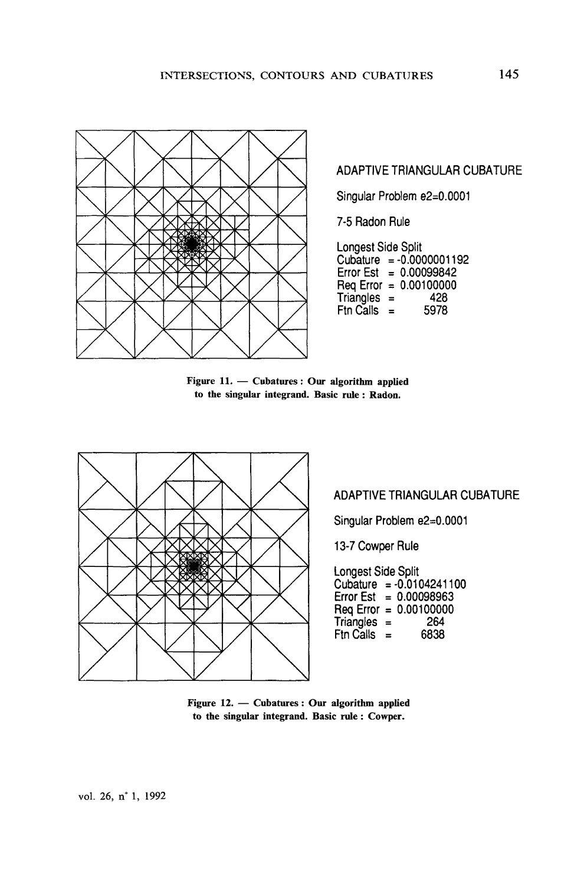ADAPTIVE TRIANGULAR CUBATURE

Singular Problem e2=0.0001

7-5 Radon Rule

Longest Side Split
Cubature = -0.0000001192
Error Est = 0.00099842
Req Error = 0.00100000
Triangles = 428
Ftn Calls = 5978

**Figure 11. — Cubatures : Our algorithm applied to the singular integrand. Basic rule : Radon.**

ADAPTIVE TRIANGULAR CUBATURE

Singular Problem e2=0.0001

13-7 Cowper Rule

Longest Side Split
Cubature = -0.0104241100
Error Est = 0.00098963
Req Error = 0.00100000
Triangles = 264
Ftn Calls = 6838

**Figure 12. — Cubatures : Our algorithm applied to the singular integrand. Basic rule : Cowper.**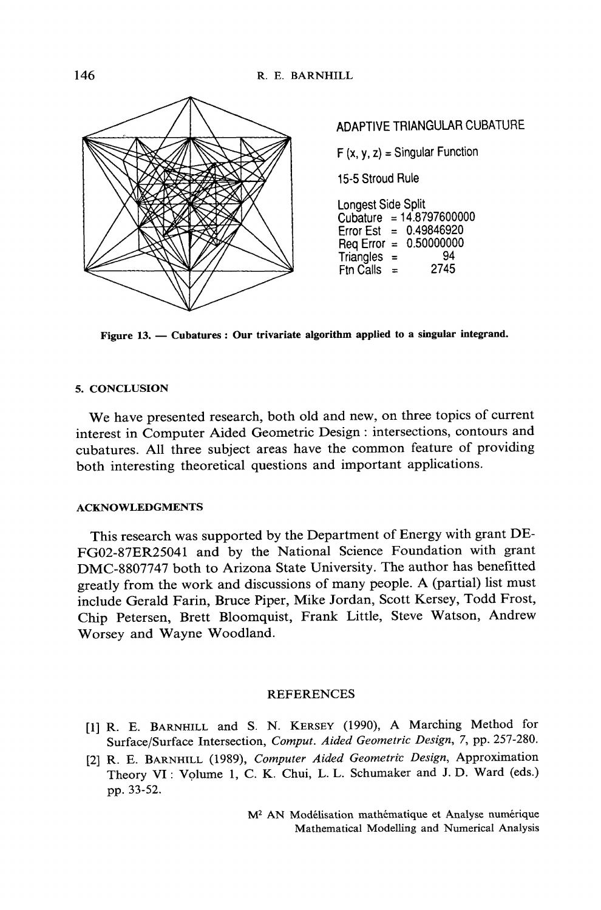ADAPTIVE TRIANGULAR CUBATURE

F (x, y, z) = Singular Function

15-5 Stroud Rule

Longest Side Split
Cubature = 14.8797600000
Error Est = 0.49846920
Req Error = 0.50000000
Triangles = 94
Ftn Calls = 2745

**Figure 13. — Cubatures : Our trivariate algorithm applied to a singular integrand.**

## 5. CONCLUSION

We have presented research, both old and new, on three topics of current interest in Computer Aided Geometric Design : intersections, contours and cubatures. All three subject areas have the common feature of providing both interesting theoretical questions and important applications.

## ACKNOWLEDGMENTS

This research was supported by the Department of Energy with grant DE-FG02-87ER25041 and by the National Science Foundation with grant DMC-8807747 both to Arizona State University. The author has benefitted greatly from the work and discussions of many people. A (partial) list must include Gerald Farin, Bruce Piper, Mike Jordan, Scott Kersey, Todd Frost, Chip Petersen, Brett Bloomquist, Frank Little, Steve Watson, Andrew Worsey and Wayne Woodland.

## REFERENCES

[1] R. E. BARNHILL and S. N. KERSEY (1990), A Marching Method for Surface/Surface Intersection, *Comput. Aided Geometric Design*, 7, pp. 257-280.

[2] R. E. BARNHILL (1989), *Computer Aided Geometric Design*, Approximation Theory VI : Volume 1, C. K. Chui, L. L. Schumaker and J. D. Ward (eds.) pp. 33-52.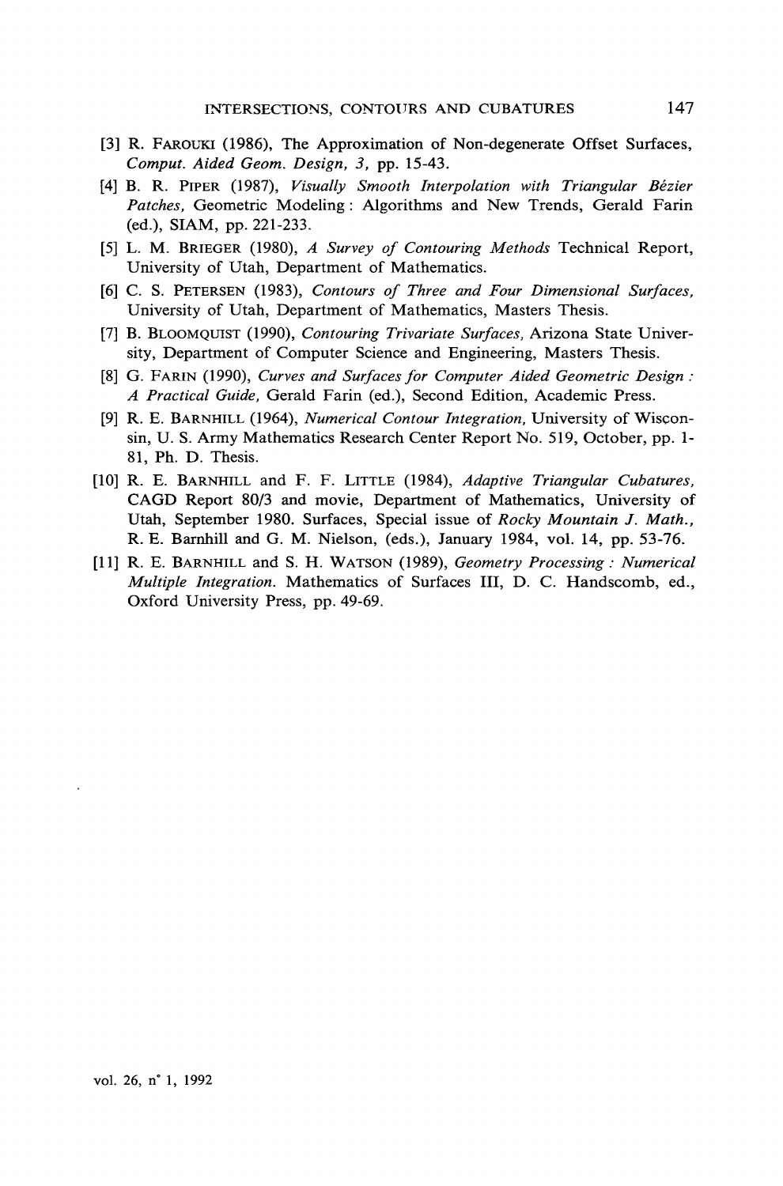[3] R. Farouki (1986), The Approximation of Non-degenerate Offset Surfaces, *Comput. Aided Geom. Design, 3*, pp. 15-43.

[4] B. R. Piper (1987), *Visually Smooth Interpolation with Triangular Bézier Patches*, Geometric Modeling : Algorithms and New Trends, Gerald Farin (ed.), SIAM, pp. 221-233.

[5] L. M. Brieger (1980), *A Survey of Contouring Methods* Technical Report, University of Utah, Department of Mathematics.

[6] C. S. Petersen (1983), *Contours of Three and Four Dimensional Surfaces*, University of Utah, Department of Mathematics, Masters Thesis.

[7] B. Bloomquist (1990), *Contouring Trivariate Surfaces*, Arizona State University, Department of Computer Science and Engineering, Masters Thesis.

[8] G. Farin (1990), *Curves and Surfaces for Computer Aided Geometric Design : A Practical Guide*, Gerald Farin (ed.), Second Edition, Academic Press.

[9] R. E. Barnhill (1964), *Numerical Contour Integration*, University of Wisconsin, U. S. Army Mathematics Research Center Report No. 519, October, pp. 1-81, Ph. D. Thesis.

[10] R. E. Barnhill and F. F. Little (1984), *Adaptive Triangular Cubatures*, CAGD Report 80/3 and movie, Department of Mathematics, University of Utah, September 1980. Surfaces, Special issue of *Rocky Mountain J. Math.*, R. E. Barnhill and G. M. Nielson, (eds.), January 1984, vol. 14, pp. 53-76.

[11] R. E. Barnhill and S. H. Watson (1989), *Geometry Processing : Numerical Multiple Integration*. Mathematics of Surfaces III, D. C. Handscomb, ed., Oxford University Press, pp. 49-69.